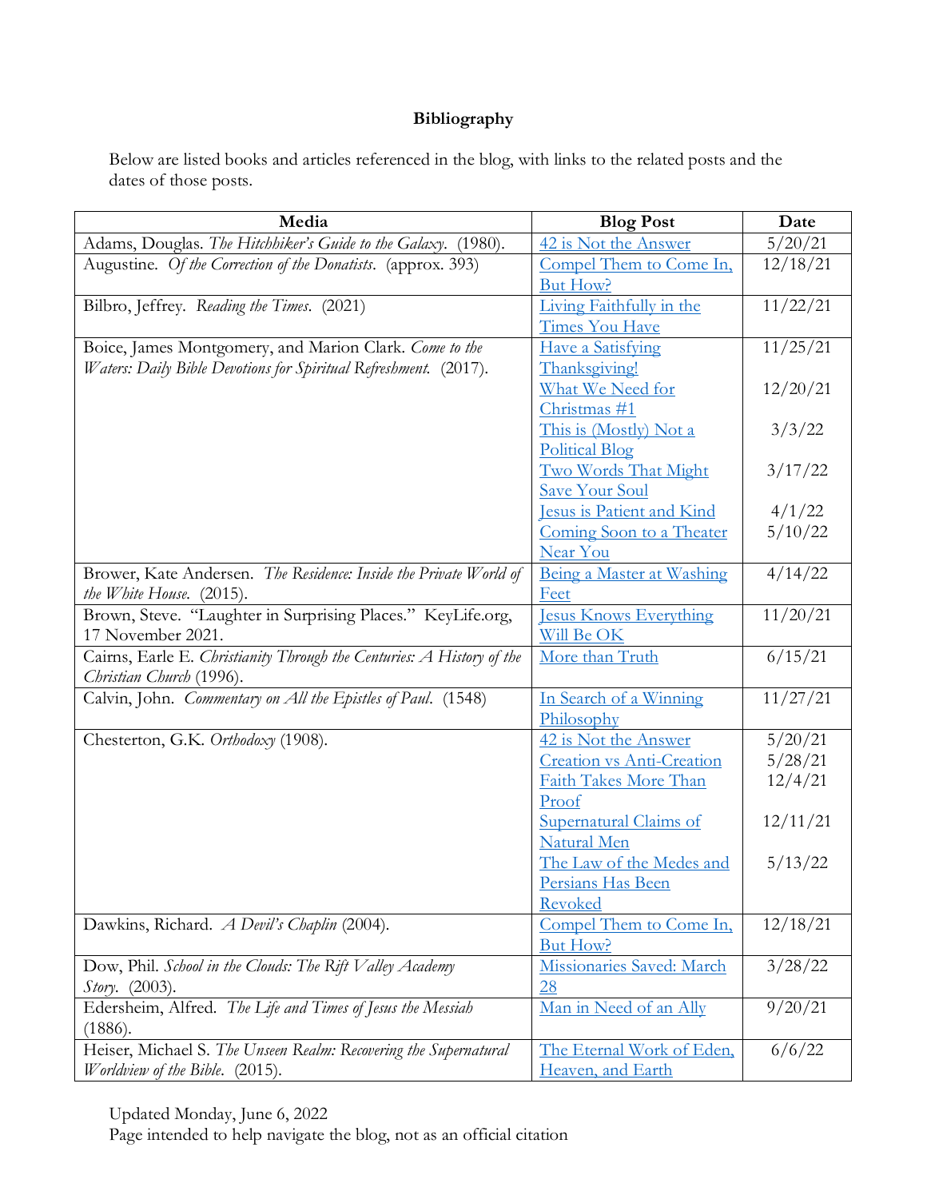**Bibliography**

Below are listed books and articles referenced in the blog, with links to the related posts and the dates of those posts.

| Media | Blog Post | Date |
|---|---|---|
| Adams, Douglas. *The Hitchhiker's Guide to the Galaxy*. (1980). | 42 is Not the Answer | 5/20/21 |
| Augustine. *Of the Correction of the Donatists*. (approx. 393) | Compel Them to Come In, But How? | 12/18/21 |
| Bilbro, Jeffrey. *Reading the Times*. (2021) | Living Faithfully in the Times You Have | 11/22/21 |
| Boice, James Montgomery, and Marion Clark. *Come to the Waters: Daily Bible Devotions for Spiritual Refreshment*. (2017). | Have a Satisfying Thanksgiving! | 11/25/21 |
| | What We Need for Christmas #1 | 12/20/21 |
| | This is (Mostly) Not a Political Blog | 3/3/22 |
| | Two Words That Might Save Your Soul | 3/17/22 |
| | Jesus is Patient and Kind | 4/1/22 |
| | Coming Soon to a Theater Near You | 5/10/22 |
| Brower, Kate Andersen. *The Residence: Inside the Private World of the White House*. (2015). | Being a Master at Washing Feet | 4/14/22 |
| Brown, Steve. "Laughter in Surprising Places." KeyLife.org, 17 November 2021. | Jesus Knows Everything Will Be OK | 11/20/21 |
| Cairns, Earle E. *Christianity Through the Centuries: A History of the Christian Church* (1996). | More than Truth | 6/15/21 |
| Calvin, John. *Commentary on All the Epistles of Paul*. (1548) | In Search of a Winning Philosophy | 11/27/21 |
| Chesterton, G.K. *Orthodoxy* (1908). | 42 is Not the Answer | 5/20/21 |
| | Creation vs Anti-Creation | 5/28/21 |
| | Faith Takes More Than Proof | 12/4/21 |
| | Supernatural Claims of Natural Men | 12/11/21 |
| | The Law of the Medes and Persians Has Been Revoked | 5/13/22 |
| Dawkins, Richard. *A Devil's Chaplin* (2004). | Compel Them to Come In, But How? | 12/18/21 |
| Dow, Phil. *School in the Clouds: The Rift Valley Academy Story*. (2003). | Missionaries Saved: March 28 | 3/28/22 |
| Edersheim, Alfred. *The Life and Times of Jesus the Messiah* (1886). | Man in Need of an Ally | 9/20/21 |
| Heiser, Michael S. *The Unseen Realm: Recovering the Supernatural Worldview of the Bible*. (2015). | The Eternal Work of Eden, Heaven, and Earth | 6/6/22 |

Updated Monday, June 6, 2022
Page intended to help navigate the blog, not as an official citation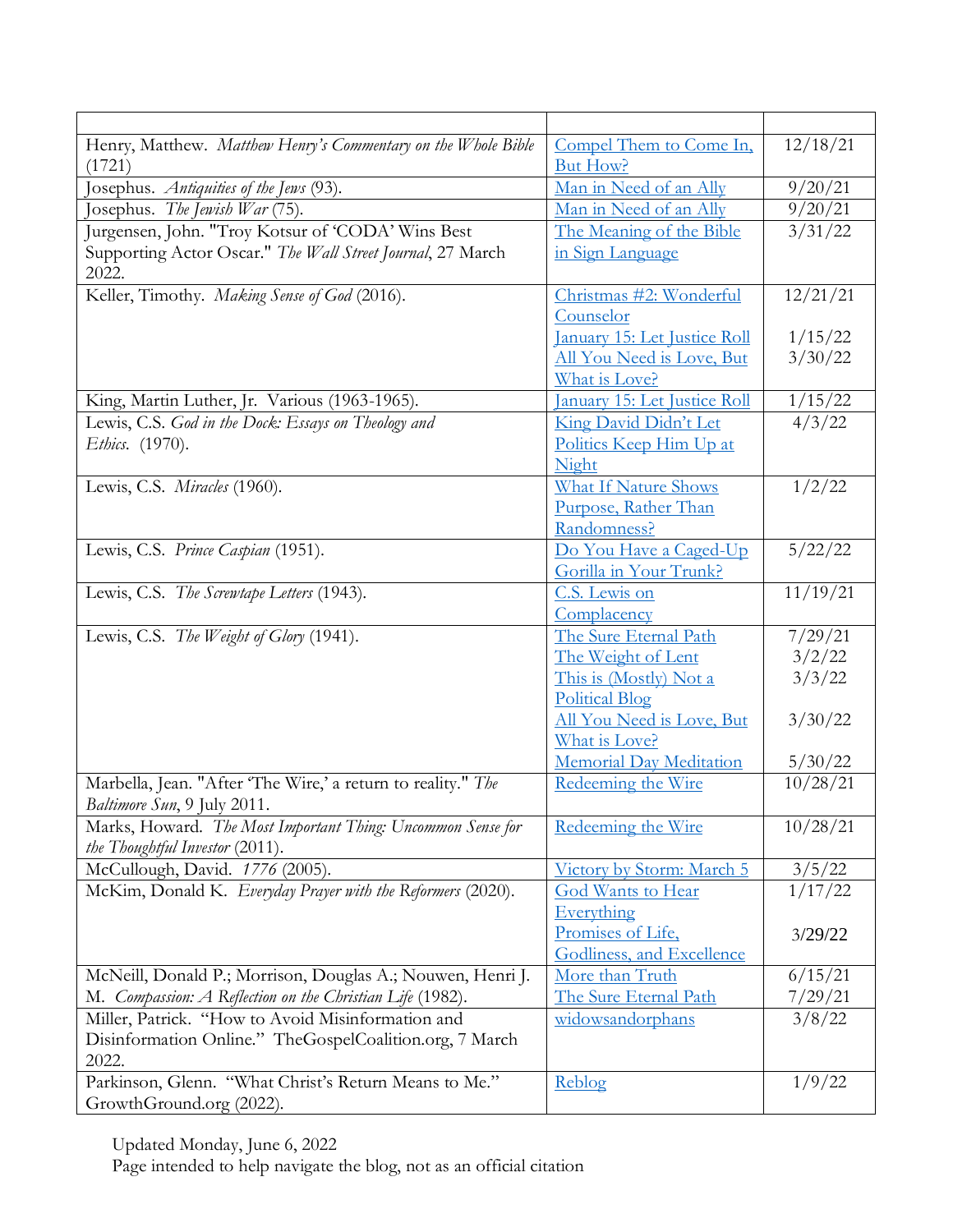| | | |
|---|---|---|
| Henry, Matthew. *Matthew Henry's Commentary on the Whole Bible* (1721) | Compel Them to Come In, But How? | 12/18/21 |
| Josephus. *Antiquities of the Jews* (93). | Man in Need of an Ally | 9/20/21 |
| Josephus. *The Jewish War* (75). | Man in Need of an Ally | 9/20/21 |
| Jurgensen, John. "Troy Kotsur of 'CODA' Wins Best Supporting Actor Oscar." *The Wall Street Journal*, 27 March 2022. | The Meaning of the Bible in Sign Language | 3/31/22 |
| Keller, Timothy. *Making Sense of God* (2016). | Christmas #2: Wonderful Counselor<br>January 15: Let Justice Roll<br>All You Need is Love, But What is Love? | 12/21/21<br>1/15/22<br>3/30/22 |
| King, Martin Luther, Jr. Various (1963-1965). | January 15: Let Justice Roll | 1/15/22 |
| Lewis, C.S. *God in the Dock: Essays on Theology and Ethics.* (1970). | King David Didn't Let Politics Keep Him Up at Night | 4/3/22 |
| Lewis, C.S. *Miracles* (1960). | What If Nature Shows Purpose, Rather Than Randomness? | 1/2/22 |
| Lewis, C.S. *Prince Caspian* (1951). | Do You Have a Caged-Up Gorilla in Your Trunk? | 5/22/22 |
| Lewis, C.S. *The Screwtape Letters* (1943). | C.S. Lewis on Complacency | 11/19/21 |
| Lewis, C.S. *The Weight of Glory* (1941). | The Sure Eternal Path<br>The Weight of Lent<br>This is (Mostly) Not a Political Blog<br>All You Need is Love, But What is Love?<br>Memorial Day Meditation | 7/29/21<br>3/2/22<br>3/3/22<br>3/30/22<br>5/30/22 |
| Marbella, Jean. "After 'The Wire,' a return to reality." *The Baltimore Sun*, 9 July 2011. | Redeeming the Wire | 10/28/21 |
| Marks, Howard. *The Most Important Thing: Uncommon Sense for the Thoughtful Investor* (2011). | Redeeming the Wire | 10/28/21 |
| McCullough, David. *1776* (2005). | Victory by Storm: March 5 | 3/5/22 |
| McKim, Donald K. *Everyday Prayer with the Reformers* (2020). | God Wants to Hear Everything<br>Promises of Life, Godliness, and Excellence | 1/17/22<br>3/29/22 |
| McNeill, Donald P.; Morrison, Douglas A.; Nouwen, Henri J. M. *Compassion: A Reflection on the Christian Life* (1982). | More than Truth<br>The Sure Eternal Path | 6/15/21<br>7/29/21 |
| Miller, Patrick. "How to Avoid Misinformation and Disinformation Online." TheGospelCoalition.org, 7 March 2022. | widowsandorphans | 3/8/22 |
| Parkinson, Glenn. "What Christ's Return Means to Me." GrowthGround.org (2022). | Reblog | 1/9/22 |

Updated Monday, June 6, 2022
Page intended to help navigate the blog, not as an official citation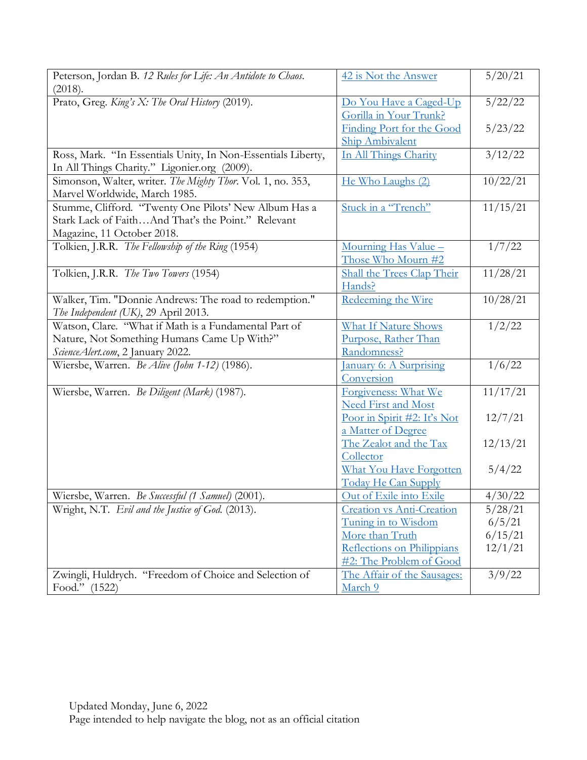| | | |
|---|---|---|
| Peterson, Jordan B. *12 Rules for Life: An Antidote to Chaos*. (2018). | 42 is Not the Answer | 5/20/21 |
| Prato, Greg. *King's X: The Oral History* (2019). | Do You Have a Caged-Up Gorilla in Your Trunk?<br>Finding Port for the Good Ship Ambivalent | 5/22/22<br><br>5/23/22 |
| Ross, Mark. "In Essentials Unity, In Non-Essentials Liberty, In All Things Charity." Ligonier.org (2009). | In All Things Charity | 3/12/22 |
| Simonson, Walter, writer. *The Mighty Thor*. Vol. 1, no. 353, Marvel Worldwide, March 1985. | He Who Laughs (2) | 10/22/21 |
| Stumme, Clifford. "Twenty One Pilots' New Album Has a Stark Lack of Faith…And That's the Point." Relevant Magazine, 11 October 2018. | Stuck in a "Trench" | 11/15/21 |
| Tolkien, J.R.R. *The Fellowship of the Ring* (1954) | Mourning Has Value – Those Who Mourn #2 | 1/7/22 |
| Tolkien, J.R.R. *The Two Towers* (1954) | Shall the Trees Clap Their Hands? | 11/28/21 |
| Walker, Tim. "Donnie Andrews: The road to redemption." *The Independent (UK)*, 29 April 2013. | Redeeming the Wire | 10/28/21 |
| Watson, Clare. "What if Math is a Fundamental Part of Nature, Not Something Humans Came Up With?" *ScienceAlert.com*, 2 January 2022. | What If Nature Shows Purpose, Rather Than Randomness? | 1/2/22 |
| Wiersbe, Warren. *Be Alive (John 1-12)* (1986). | January 6: A Surprising Conversion | 1/6/22 |
| Wiersbe, Warren. *Be Diligent (Mark)* (1987). | Forgiveness: What We Need First and Most<br>Poor in Spirit #2: It's Not a Matter of Degree<br>The Zealot and the Tax Collector<br>What You Have Forgotten Today He Can Supply | 11/17/21<br><br>12/7/21<br><br>12/13/21<br><br>5/4/22 |
| Wiersbe, Warren. *Be Successful (1 Samuel)* (2001). | Out of Exile into Exile | 4/30/22 |
| Wright, N.T. *Evil and the Justice of God*. (2013). | Creation vs Anti-Creation<br>Tuning in to Wisdom<br>More than Truth<br>Reflections on Philippians #2: The Problem of Good | 5/28/21<br>6/5/21<br>6/15/21<br>12/1/21 |
| Zwingli, Huldrych. "Freedom of Choice and Selection of Food." (1522) | The Affair of the Sausages: March 9 | 3/9/22 |

Updated Monday, June 6, 2022
Page intended to help navigate the blog, not as an official citation